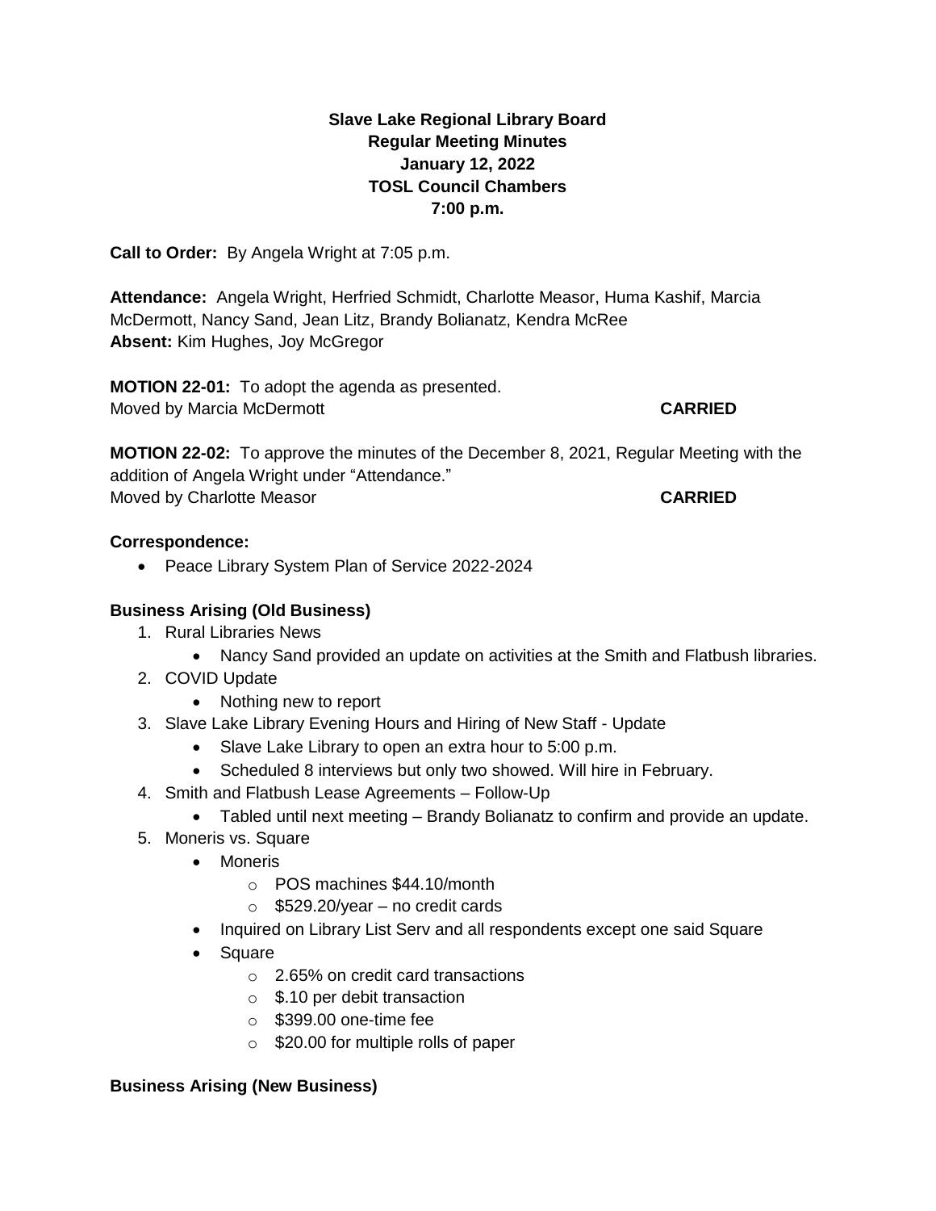**Slave Lake Regional Library Board**
**Regular Meeting Minutes**
**January 12, 2022**
**TOSL Council Chambers**
**7:00 p.m.**

**Call to Order:** By Angela Wright at 7:05 p.m.

**Attendance:** Angela Wright, Herfried Schmidt, Charlotte Measor, Huma Kashif, Marcia McDermott, Nancy Sand, Jean Litz, Brandy Bolianatz, Kendra McRee
**Absent:** Kim Hughes, Joy McGregor

**MOTION 22-01:** To adopt the agenda as presented.
Moved by Marcia McDermott **CARRIED**

**MOTION 22-02:** To approve the minutes of the December 8, 2021, Regular Meeting with the addition of Angela Wright under "Attendance."
Moved by Charlotte Measor **CARRIED**

**Correspondence:**

- Peace Library System Plan of Service 2022-2024

**Business Arising (Old Business)**

1. Rural Libraries News
   - Nancy Sand provided an update on activities at the Smith and Flatbush libraries.
2. COVID Update
   - Nothing new to report
3. Slave Lake Library Evening Hours and Hiring of New Staff - Update
   - Slave Lake Library to open an extra hour to 5:00 p.m.
   - Scheduled 8 interviews but only two showed. Will hire in February.
4. Smith and Flatbush Lease Agreements – Follow-Up
   - Tabled until next meeting – Brandy Bolianatz to confirm and provide an update.
5. Moneris vs. Square
   - Moneris
     - POS machines $44.10/month
     - $529.20/year – no credit cards
   - Inquired on Library List Serv and all respondents except one said Square
   - Square
     - 2.65% on credit card transactions
     - $.10 per debit transaction
     - $399.00 one-time fee
     - $20.00 for multiple rolls of paper

**Business Arising (New Business)**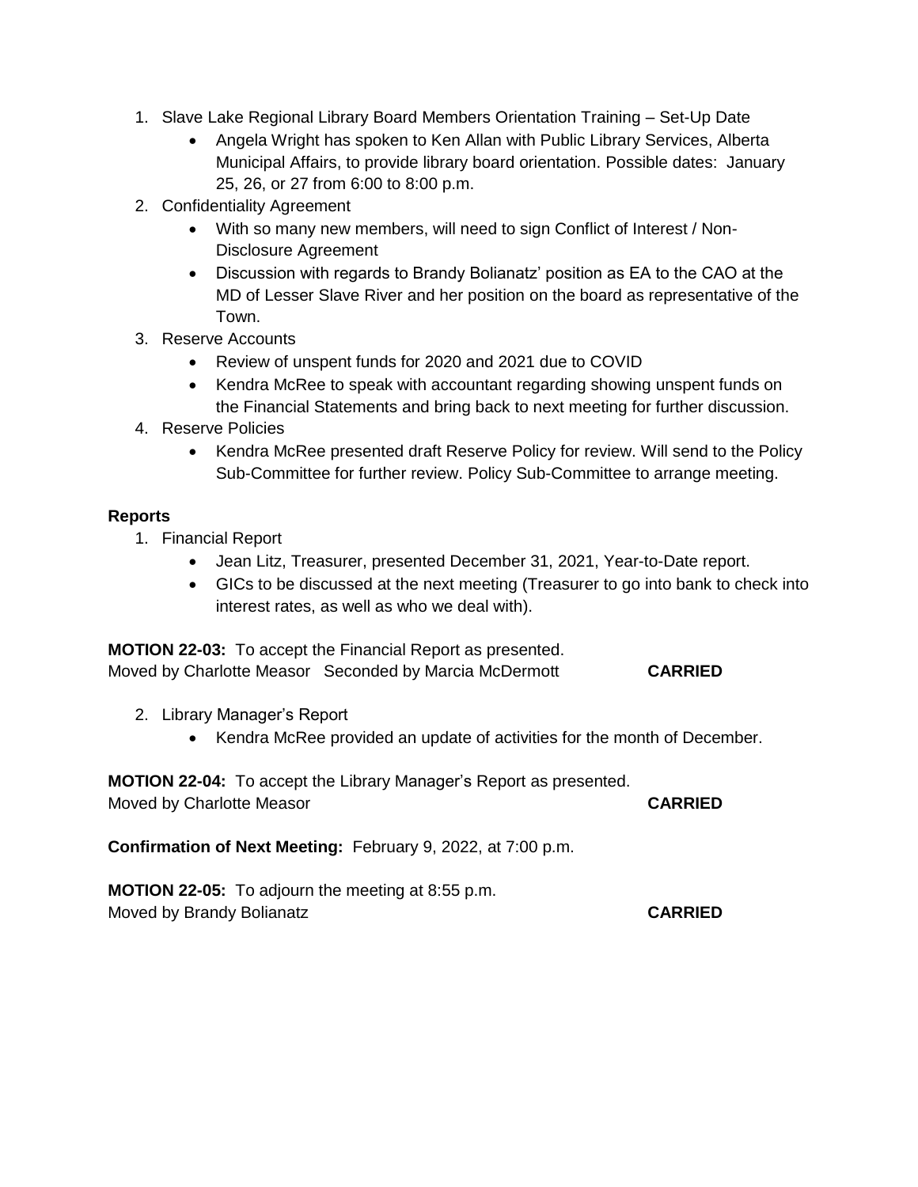1. Slave Lake Regional Library Board Members Orientation Training – Set-Up Date
   - Angela Wright has spoken to Ken Allan with Public Library Services, Alberta Municipal Affairs, to provide library board orientation. Possible dates: January 25, 26, or 27 from 6:00 to 8:00 p.m.
2. Confidentiality Agreement
   - With so many new members, will need to sign Conflict of Interest / Non-Disclosure Agreement
   - Discussion with regards to Brandy Bolianatz' position as EA to the CAO at the MD of Lesser Slave River and her position on the board as representative of the Town.
3. Reserve Accounts
   - Review of unspent funds for 2020 and 2021 due to COVID
   - Kendra McRee to speak with accountant regarding showing unspent funds on the Financial Statements and bring back to next meeting for further discussion.
4. Reserve Policies
   - Kendra McRee presented draft Reserve Policy for review. Will send to the Policy Sub-Committee for further review. Policy Sub-Committee to arrange meeting.

**Reports**

1. Financial Report
   - Jean Litz, Treasurer, presented December 31, 2021, Year-to-Date report.
   - GICs to be discussed at the next meeting (Treasurer to go into bank to check into interest rates, as well as who we deal with).

**MOTION 22-03:** To accept the Financial Report as presented.
Moved by Charlotte Measor Seconded by Marcia McDermott **CARRIED**

2. Library Manager's Report
   - Kendra McRee provided an update of activities for the month of December.

**MOTION 22-04:** To accept the Library Manager's Report as presented.
Moved by Charlotte Measor **CARRIED**

**Confirmation of Next Meeting:** February 9, 2022, at 7:00 p.m.

**MOTION 22-05:** To adjourn the meeting at 8:55 p.m.
Moved by Brandy Bolianatz **CARRIED**